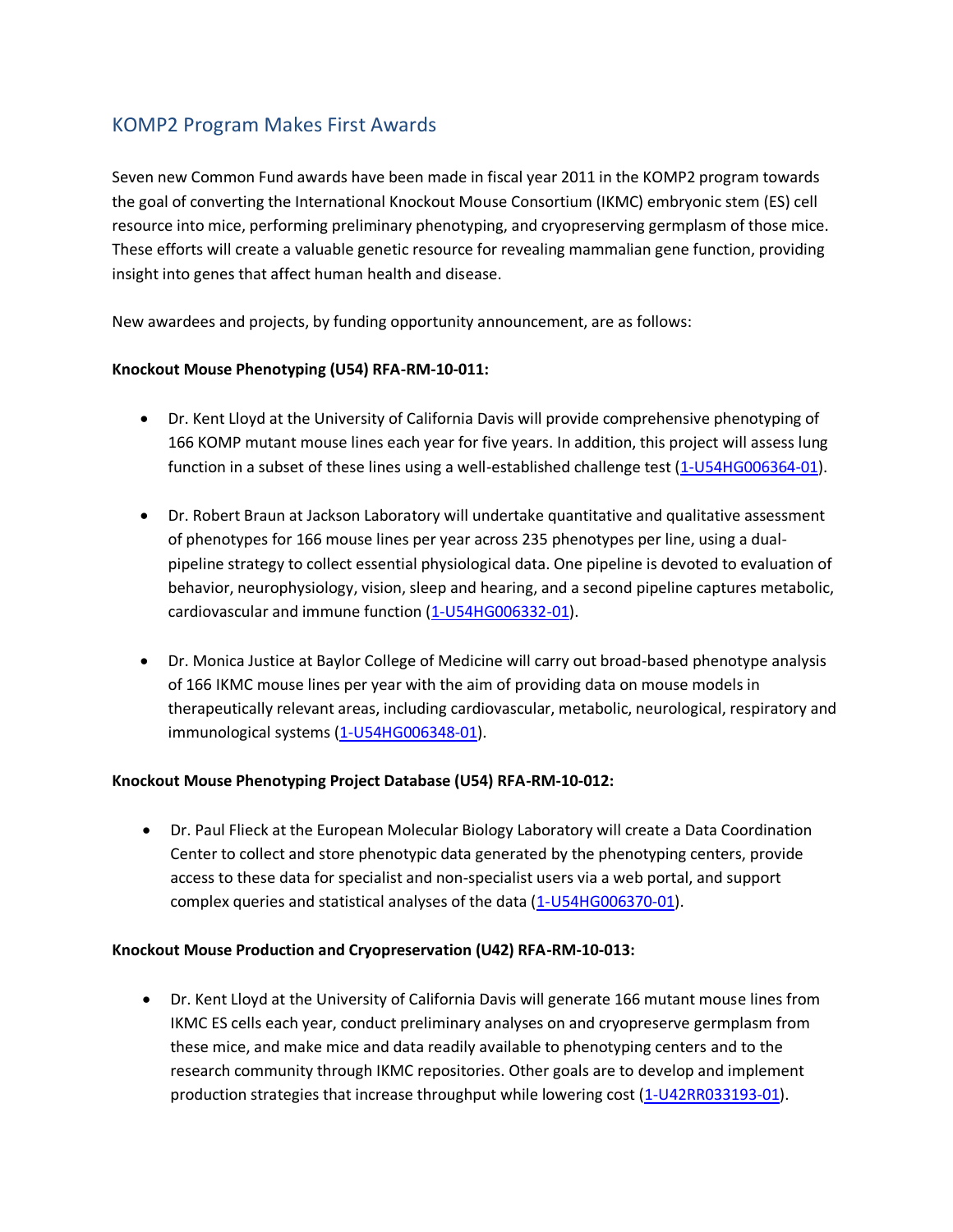## KOMP2 Program Makes First Awards

Seven new Common Fund awards have been made in fiscal year 2011 in the KOMP2 program towards the goal of converting the International Knockout Mouse Consortium (IKMC) embryonic stem (ES) cell resource into mice, performing preliminary phenotyping, and cryopreserving germplasm of those mice. These efforts will create a valuable genetic resource for revealing mammalian gene function, providing insight into genes that affect human health and disease.

New awardees and projects, by funding opportunity announcement, are as follows:

**Knockout Mouse Phenotyping (U54) RFA-RM-10-011:**

- Dr. Kent Lloyd at the University of California Davis will provide comprehensive phenotyping of 166 KOMP mutant mouse lines each year for five years. In addition, this project will assess lung function in a subset of these lines using a well-established challenge test (1-U54HG006364-01).

- Dr. Robert Braun at Jackson Laboratory will undertake quantitative and qualitative assessment of phenotypes for 166 mouse lines per year across 235 phenotypes per line, using a dual-pipeline strategy to collect essential physiological data. One pipeline is devoted to evaluation of behavior, neurophysiology, vision, sleep and hearing, and a second pipeline captures metabolic, cardiovascular and immune function (1-U54HG006332-01).

- Dr. Monica Justice at Baylor College of Medicine will carry out broad-based phenotype analysis of 166 IKMC mouse lines per year with the aim of providing data on mouse models in therapeutically relevant areas, including cardiovascular, metabolic, neurological, respiratory and immunological systems (1-U54HG006348-01).

**Knockout Mouse Phenotyping Project Database (U54) RFA-RM-10-012:**

- Dr. Paul Flieck at the European Molecular Biology Laboratory will create a Data Coordination Center to collect and store phenotypic data generated by the phenotyping centers, provide access to these data for specialist and non-specialist users via a web portal, and support complex queries and statistical analyses of the data (1-U54HG006370-01).

**Knockout Mouse Production and Cryopreservation (U42) RFA-RM-10-013:**

- Dr. Kent Lloyd at the University of California Davis will generate 166 mutant mouse lines from IKMC ES cells each year, conduct preliminary analyses on and cryopreserve germplasm from these mice, and make mice and data readily available to phenotyping centers and to the research community through IKMC repositories. Other goals are to develop and implement production strategies that increase throughput while lowering cost (1-U42RR033193-01).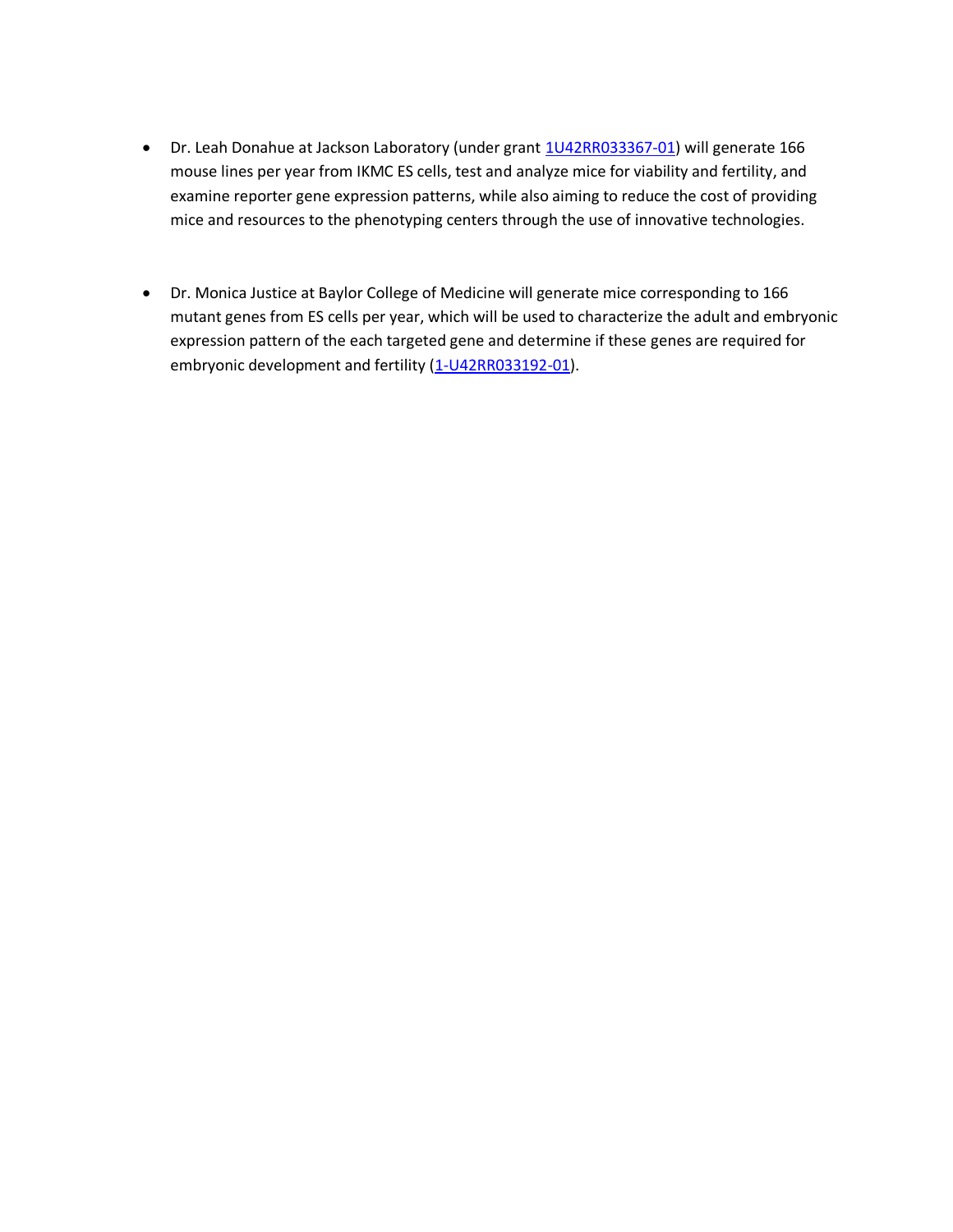- Dr. Leah Donahue at Jackson Laboratory (under grant 1U42RR033367-01) will generate 166 mouse lines per year from IKMC ES cells, test and analyze mice for viability and fertility, and examine reporter gene expression patterns, while also aiming to reduce the cost of providing mice and resources to the phenotyping centers through the use of innovative technologies.

- Dr. Monica Justice at Baylor College of Medicine will generate mice corresponding to 166 mutant genes from ES cells per year, which will be used to characterize the adult and embryonic expression pattern of the each targeted gene and determine if these genes are required for embryonic development and fertility (1-U42RR033192-01).